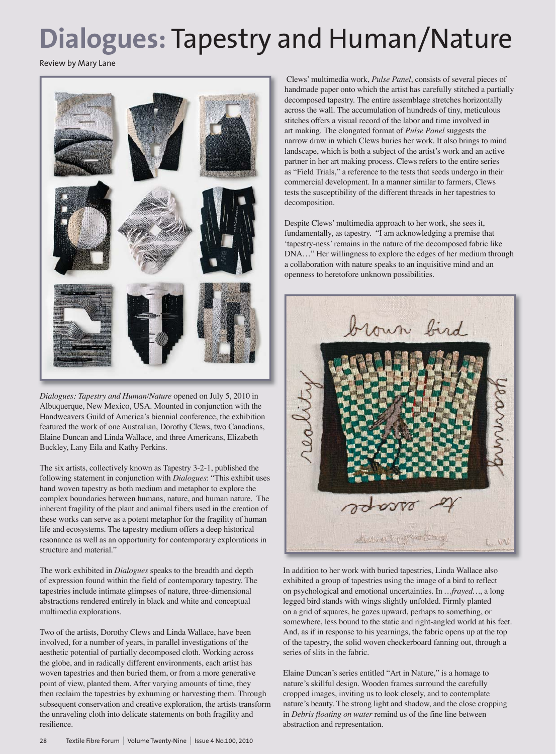# **Dialogues:** Tapestry and Human/Nature

Review by Mary Lane

*Dialogues: Tapestry and Human/Nature* opened on July 5, 2010 in Albuquerque, New Mexico, USA. Mounted in conjunction with the Handweavers Guild of America's biennial conference, the exhibition featured the work of one Australian, Dorothy Clews, two Canadians, Elaine Duncan and Linda Wallace, and three Americans, Elizabeth Buckley, Lany Eila and Kathy Perkins.

The six artists, collectively known as Tapestry 3-2-1, published the following statement in conjunction with *Dialogues*: "This exhibit uses hand woven tapestry as both medium and metaphor to explore the complex boundaries between humans, nature, and human nature. The inherent fragility of the plant and animal fibers used in the creation of these works can serve as a potent metaphor for the fragility of human life and ecosystems. The tapestry medium offers a deep historical resonance as well as an opportunity for contemporary explorations in structure and material."

The work exhibited in *Dialogues* speaks to the breadth and depth of expression found within the field of contemporary tapestry. The tapestries include intimate glimpses of nature, three-dimensional abstractions rendered entirely in black and white and conceptual multimedia explorations.

Two of the artists, Dorothy Clews and Linda Wallace, have been involved, for a number of years, in parallel investigations of the aesthetic potential of partially decomposed cloth. Working across the globe, and in radically different environments, each artist has woven tapestries and then buried them, or from a more generative point of view, planted them. After varying amounts of time, they then reclaim the tapestries by exhuming or harvesting them. Through subsequent conservation and creative exploration, the artists transform the unraveling cloth into delicate statements on both fragility and resilience.

Clews' multimedia work, *Pulse Panel*, consists of several pieces of handmade paper onto which the artist has carefully stitched a partially decomposed tapestry. The entire assemblage stretches horizontally across the wall. The accumulation of hundreds of tiny, meticulous stitches offers a visual record of the labor and time involved in art making. The elongated format of *Pulse Panel* suggests the narrow draw in which Clews buries her work. It also brings to mind landscape, which is both a subject of the artist's work and an active partner in her art making process. Clews refers to the entire series as "Field Trials," a reference to the tests that seeds undergo in their commercial development. In a manner similar to farmers, Clews tests the susceptibility of the different threads in her tapestries to decomposition.

Despite Clews' multimedia approach to her work, she sees it, fundamentally, as tapestry. "I am acknowledging a premise that 'tapestry-ness' remains in the nature of the decomposed fabric like DNA…" Her willingness to explore the edges of her medium through a collaboration with nature speaks to an inquisitive mind and an openness to heretofore unknown possibilities.

In addition to her work with buried tapestries, Linda Wallace also exhibited a group of tapestries using the image of a bird to reflect on psychological and emotional uncertainties. In *…frayed…*, a long legged bird stands with wings slightly unfolded. Firmly planted on a grid of squares, he gazes upward, perhaps to something, or somewhere, less bound to the static and right-angled world at his feet. And, as if in response to his yearnings, the fabric opens up at the top of the tapestry, the solid woven checkerboard fanning out, through a series of slits in the fabric.

Elaine Duncan's series entitled "Art in Nature," is a homage to nature's skillful design. Wooden frames surround the carefully cropped images, inviting us to look closely, and to contemplate nature's beauty. The strong light and shadow, and the close cropping in *Debris floating on water* remind us of the fine line between abstraction and representation.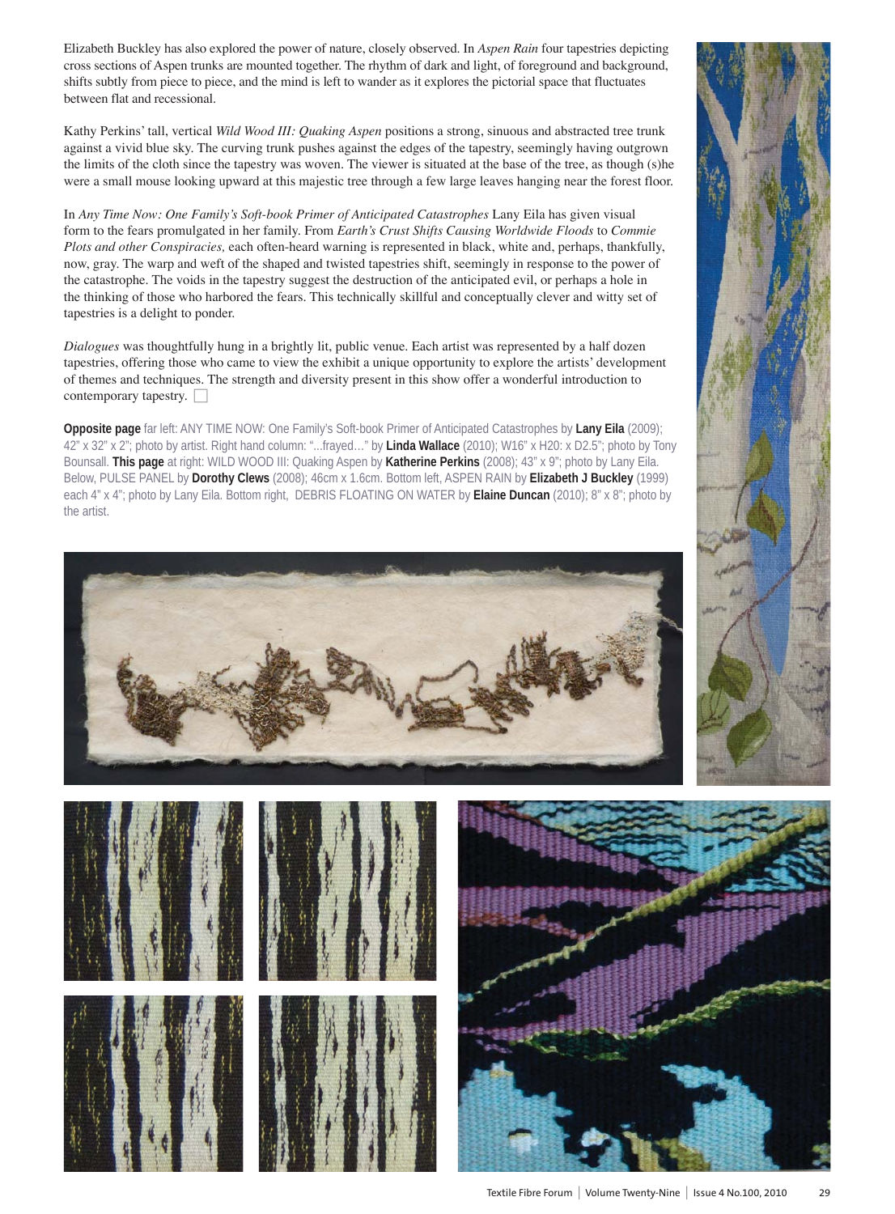Elizabeth Buckley has also explored the power of nature, closely observed. In *Aspen Rain* four tapestries depicting cross sections of Aspen trunks are mounted together. The rhythm of dark and light, of foreground and background, shifts subtly from piece to piece, and the mind is left to wander as it explores the pictorial space that fluctuates between flat and recessional.

Kathy Perkins' tall, vertical *Wild Wood III: Quaking Aspen* positions a strong, sinuous and abstracted tree trunk against a vivid blue sky. The curving trunk pushes against the edges of the tapestry, seemingly having outgrown the limits of the cloth since the tapestry was woven. The viewer is situated at the base of the tree, as though (s)he were a small mouse looking upward at this majestic tree through a few large leaves hanging near the forest floor.

In *Any Time Now: One Family's Soft-book Primer of Anticipated Catastrophes* Lany Eila has given visual form to the fears promulgated in her family. From *Earth's Crust Shifts Causing Worldwide Floods* to *Commie Plots and other Conspiracies,* each often-heard warning is represented in black, white and, perhaps, thankfully, now, gray. The warp and weft of the shaped and twisted tapestries shift, seemingly in response to the power of the catastrophe. The voids in the tapestry suggest the destruction of the anticipated evil, or perhaps a hole in the thinking of those who harbored the fears. This technically skillful and conceptually clever and witty set of tapestries is a delight to ponder.

*Dialogues* was thoughtfully hung in a brightly lit, public venue. Each artist was represented by a half dozen tapestries, offering those who came to view the exhibit a unique opportunity to explore the artists' development of themes and techniques. The strength and diversity present in this show offer a wonderful introduction to contemporary tapestry. □

**Opposite page** far left: ANY TIME NOW: One Family's Soft-book Primer of Anticipated Catastrophes by **Lany Eila** (2009); 42" x 32" x 2"; photo by artist. Right hand column: "...frayed..." by **Linda Wallace** (2010); W16" x H20: x D2.5"; photo by Tony Bounsall. **This page** at right: WILD WOOD III: Quaking Aspen by **Katherine Perkins** (2008); 43" x 9"; photo by Lany Eila. Below, PULSE PANEL by **Dorothy Clews** (2008); 46cm x 1.6cm. Bottom left, ASPEN RAIN by **Elizabeth J Buckley** (1999) each 4" x 4"; photo by Lany Eila. Bottom right, DEBRIS FLOATING ON WATER by **Elaine Duncan** (2010); 8" x 8"; photo by the artist.